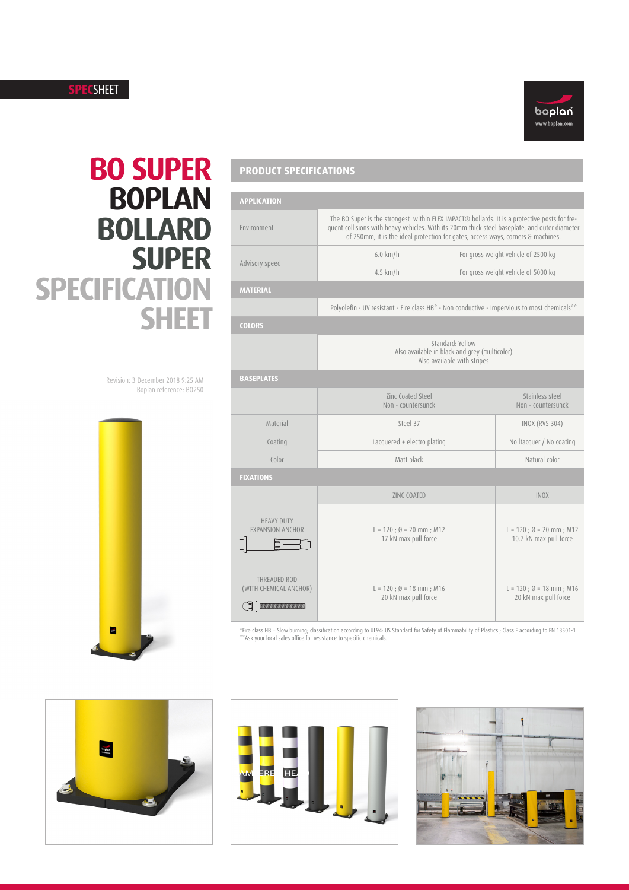**SPEC**SHEET

# BO SUPER BOPLAN BOLLARD SUPER SPECIFICATION SHEET

Revision: 3 December 2018 9:25 AM
Boplan reference: BO250

## PRODUCT SPECIFICATIONS

### APPLICATION

| | | |
|---|---|---|
| Environment | The BO Super is the strongest within FLEX IMPACT® bollards. It is a protective posts for frequent collisions with heavy vehicles. With its 20mm thick steel baseplate, and outer diameter of 250mm, it is the ideal protection for gates, access ways, corners & machines. | |
| Advisory speed | 6.0 km/h | For gross weight vehicle of 2500 kg |
| | 4.5 km/h | For gross weight vehicle of 5000 kg |

### MATERIAL

Polyolefin - UV resistant - Fire class HB* - Non conductive - Impervious to most chemicals**

### COLORS

Standard: Yellow
Also available in black and grey (multicolor)
Also available with stripes

### BASEPLATES

| | Zinc Coated Steel Non - countersunck | Stainless steel Non - countersunck |
|---|---|---|
| Material | Steel 37 | INOX (RVS 304) |
| Coating | Lacquered + electro plating | No ltacquer / No coating |
| Color | Matt black | Natural color |

### FIXATIONS

| | ZINC COATED | INOX |
|---|---|---|
| HEAVY DUTY EXPANSION ANCHOR | L = 120 ; Ø = 20 mm ; M12 17 kN max pull force | L = 120 ; Ø = 20 mm ; M12 10.7 kN max pull force |
| THREADED ROD (WITH CHEMICAL ANCHOR) | L = 120 ; Ø = 18 mm ; M16 20 kN max pull force | L = 120 ; Ø = 18 mm ; M16 20 kN max pull force |

*Fire class HB = Slow burning; classification according to UL94: US Standard for Safety of Flammability of Plastics ; Class E according to EN 13501-1
**Ask your local sales office for resistance to specific chemicals.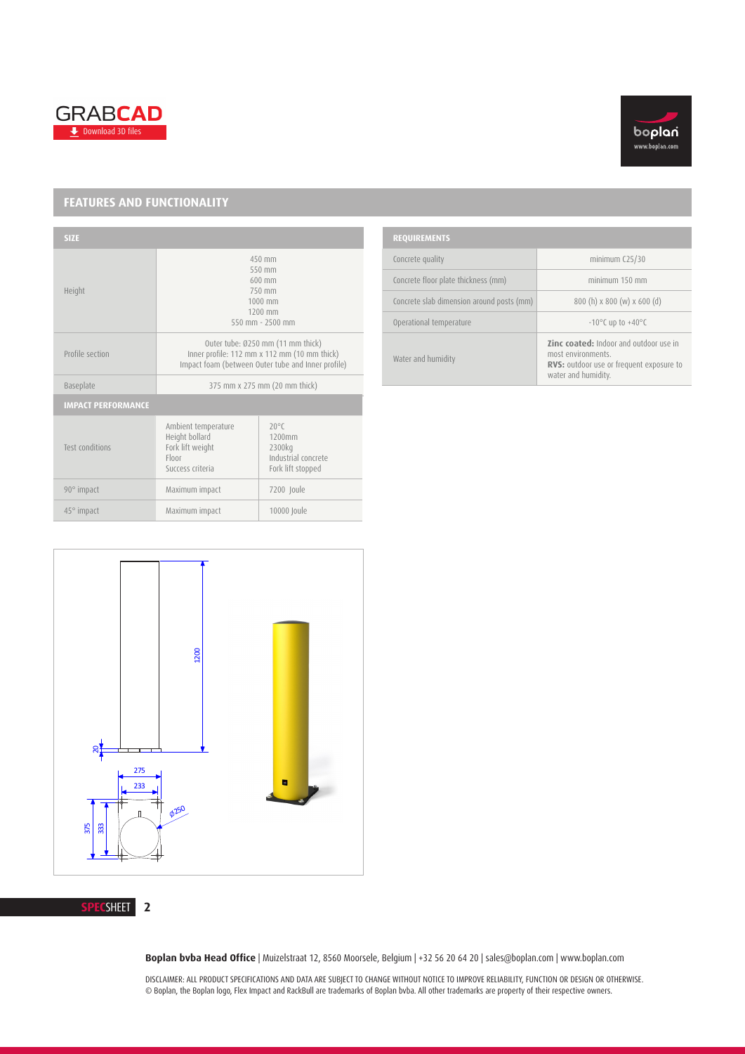GRABCAD
Download 3D files

## FEATURES AND FUNCTIONALITY

| SIZE | | |
|---|---|---|
| Height | 450 mm<br>550 mm<br>600 mm<br>750 mm<br>1000 mm<br>1200 mm<br>550 mm - 2500 mm | |
| Profile section | Outer tube: Ø250 mm (11 mm thick)<br>Inner profile: 112 mm x 112 mm (10 mm thick)<br>Impact foam (between Outer tube and Inner profile) | |
| Baseplate | 375 mm x 275 mm (20 mm thick) | |
| **IMPACT PERFORMANCE** | | |
| Test conditions | Ambient temperature<br>Height bollard<br>Fork lift weight<br>Floor<br>Success criteria | 20°C<br>1200mm<br>2300kg<br>Industrial concrete<br>Fork lift stopped |
| 90° impact | Maximum impact | 7200 Joule |
| 45° impact | Maximum impact | 10000 Joule |

| REQUIREMENTS | |
|---|---|
| Concrete quality | minimum C25/30 |
| Concrete floor plate thickness (mm) | minimum 150 mm |
| Concrete slab dimension around posts (mm) | 800 (h) x 800 (w) x 600 (d) |
| Operational temperature | -10°C up to +40°C |
| Water and humidity | **Zinc coated:** Indoor and outdoor use in most environments.<br>**RVS:** outdoor use or frequent exposure to water and humidity. |

**Boplan bvba Head Office** | Muizelstraat 12, 8560 Moorsele, Belgium | +32 56 20 64 20 | sales@boplan.com | www.boplan.com

DISCLAIMER: ALL PRODUCT SPECIFICATIONS AND DATA ARE SUBJECT TO CHANGE WITHOUT NOTICE TO IMPROVE RELIABILITY, FUNCTION OR DESIGN OR OTHERWISE.
© Boplan, the Boplan logo, Flex Impact and RackBull are trademarks of Boplan bvba. All other trademarks are property of their respective owners.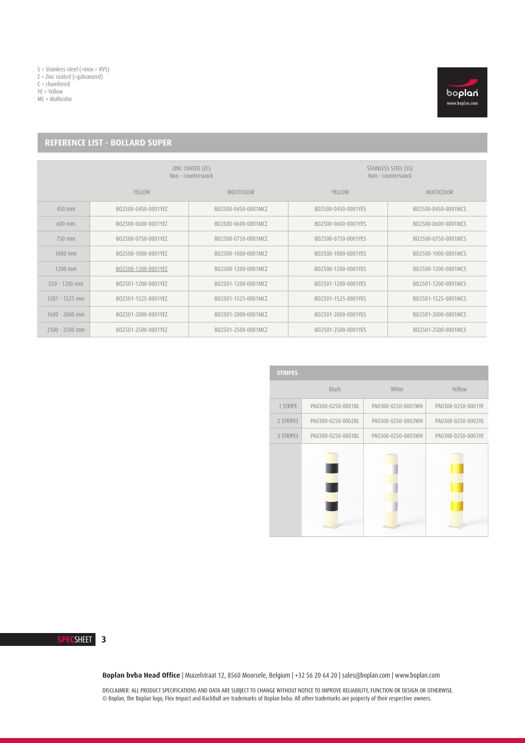S = Stainless steel (=inox = RVS)
Z = Zinc coated (=galvanized)
C = chamfered
YE = Yellow
MC = Multicolor

## REFERENCE LIST - BOLLARD SUPER

| | ZINC COATED (ZC) Non - countersunck | | STAINLESS STEEL (SS) Non - countersunck | |
|---|---|---|---|---|
| | YELLOW | MULTICOLOR | YELLOW | MULTICOLOR |
| 450 mm | BO2500-0450-0001YEZ | BO2500-0450-0001MCZ | BO2500-0450-0001YES | BO2500-0450-0001MCS |
| 600 mm | BO2500-0600-0001YEZ | BO2500-0600-0001MCZ | BO2500-0600-0001YES | BO2500-0600-0001MCS |
| 750 mm | BO2500-0750-0001YEZ | BO2500-0750-0001MCZ | BO2500-0750-0001YES | BO2500-0750-0001MCS |
| 1000 mm | BO2500-1000-0001YEZ | BO2500-1000-0001MCZ | BO2500-1000-0001YES | BO2500-1000-0001MCS |
| 1200 mm | BO2500-1200-0001YEZ | BO2500-1200-0001MCZ | BO2500-1200-0001YES | BO2500-1200-0001MCS |
| 550 - 1200 mm | BO2501-1200-0001YEZ | BO2501-1200-0001MCZ | BO2501-1200-0001YES | BO2501-1200-0001MCS |
| 1201 - 1525 mm | BO2501-1525-0001YEZ | BO2501-1525-0001MCZ | BO2501-1525-0001YES | BO2501-1525-0001MCS |
| 1600 - 2000 mm | BO2501-2000-0001YEZ | BO2501-2000-0001MCZ | BO2501-2000-0001YES | BO2501-2000-0001MCS |
| 2100 - 2500 mm | BO2501-2500-0001YEZ | BO2501-2500-0001MCZ | BO2501-2500-0001YES | BO2501-2500-0001MCS |

### STRIPES

| | Black | White | Yellow |
|---|---|---|---|
| 1 STRIPE | PA0300-0250-0001BL | PA0300-0250-0001WH | PA0300-0250-0001YE |
| 2 STRIPES | PA0300-0250-0002BL | PA0300-0250-0002WH | PA0300-0250-0002YE |
| 3 STRIPES | PA0300-0250-0003BL | PA0300-0250-0003WH | PA0300-0250-0003YE |

**Boplan bvba Head Office** | Muizelstraat 12, 8560 Moorsele, Belgium | +32 56 20 64 20 | sales@boplan.com | www.boplan.com

DISCLAIMER: ALL PRODUCT SPECIFICATIONS AND DATA ARE SUBJECT TO CHANGE WITHOUT NOTICE TO IMPROVE RELIABILITY, FUNCTION OR DESIGN OR OTHERWISE.
© Boplan, the Boplan logo, Flex Impact and RackBull are trademarks of Boplan bvba. All other trademarks are property of their respective owners.